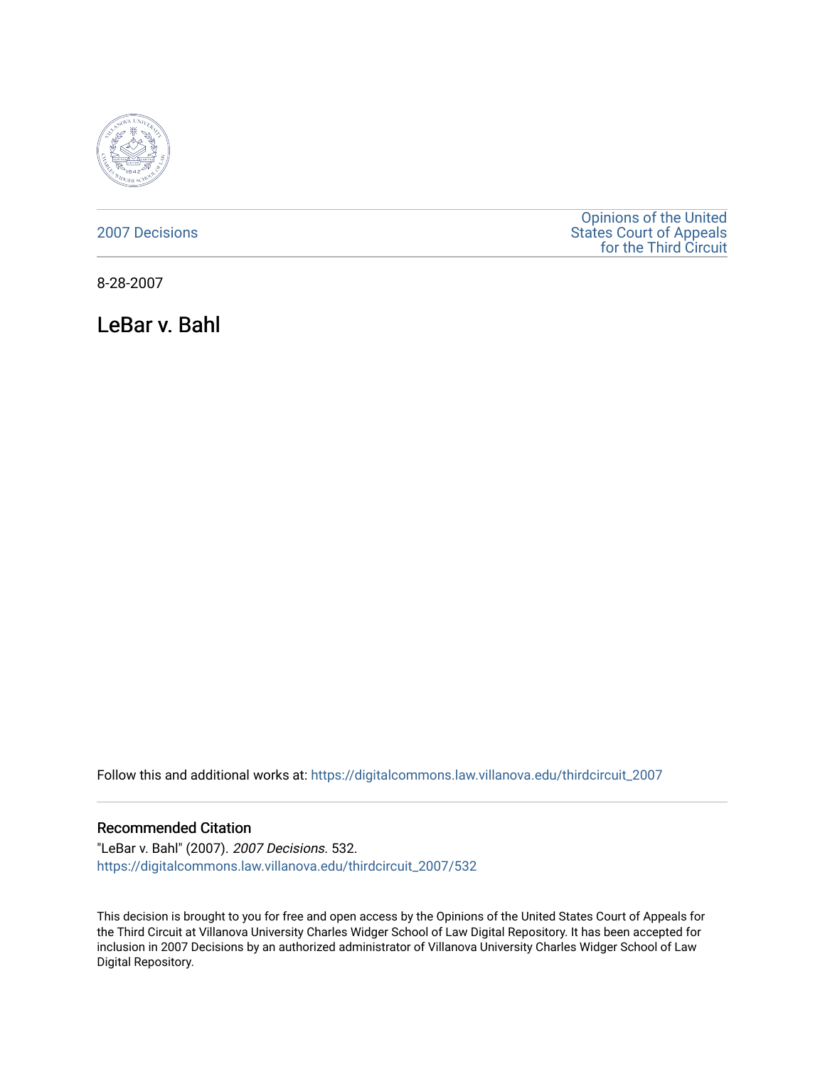2007 Decisions

Opinions of the United States Court of Appeals for the Third Circuit

8-28-2007

# LeBar v. Bahl

Follow this and additional works at: https://digitalcommons.law.villanova.edu/thirdcircuit_2007

## Recommended Citation

"LeBar v. Bahl" (2007). *2007 Decisions*. 532.
https://digitalcommons.law.villanova.edu/thirdcircuit_2007/532

This decision is brought to you for free and open access by the Opinions of the United States Court of Appeals for the Third Circuit at Villanova University Charles Widger School of Law Digital Repository. It has been accepted for inclusion in 2007 Decisions by an authorized administrator of Villanova University Charles Widger School of Law Digital Repository.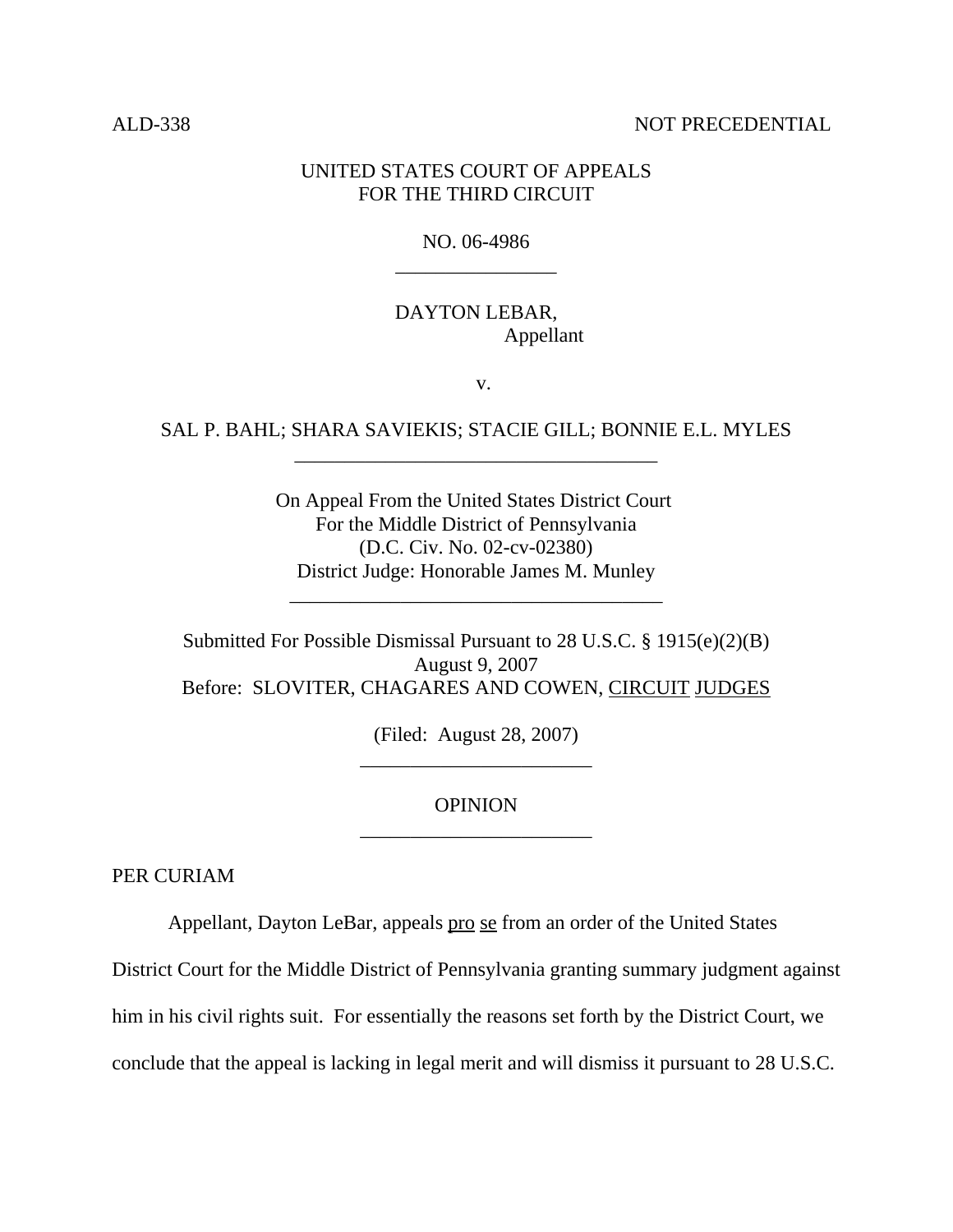ALD-338 NOT PRECEDENTIAL

UNITED STATES COURT OF APPEALS
FOR THE THIRD CIRCUIT

NO. 06-4986

---

DAYTON LEBAR,
Appellant

v.

SAL P. BAHL; SHARA SAVIEKIS; STACIE GILL; BONNIE E.L. MYLES

---

On Appeal From the United States District Court
For the Middle District of Pennsylvania
(D.C. Civ. No. 02-cv-02380)
District Judge: Honorable James M. Munley

---

Submitted For Possible Dismissal Pursuant to 28 U.S.C. § 1915(e)(2)(B)
August 9, 2007
Before: SLOVITER, CHAGARES AND COWEN, CIRCUIT JUDGES

(Filed: August 28, 2007)

---

OPINION

---

PER CURIAM

Appellant, Dayton LeBar, appeals pro se from an order of the United States District Court for the Middle District of Pennsylvania granting summary judgment against him in his civil rights suit. For essentially the reasons set forth by the District Court, we conclude that the appeal is lacking in legal merit and will dismiss it pursuant to 28 U.S.C.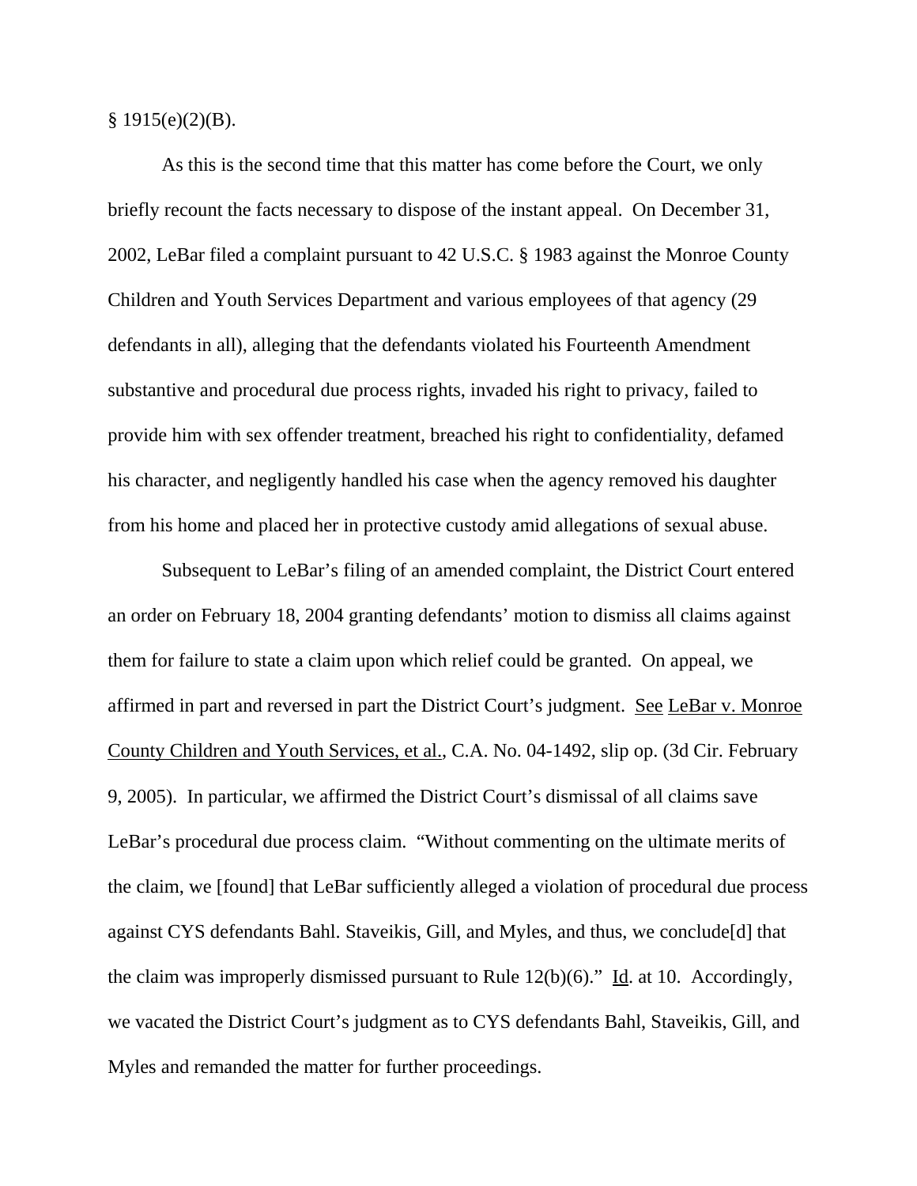§ 1915(e)(2)(B).

As this is the second time that this matter has come before the Court, we only briefly recount the facts necessary to dispose of the instant appeal. On December 31, 2002, LeBar filed a complaint pursuant to 42 U.S.C. § 1983 against the Monroe County Children and Youth Services Department and various employees of that agency (29 defendants in all), alleging that the defendants violated his Fourteenth Amendment substantive and procedural due process rights, invaded his right to privacy, failed to provide him with sex offender treatment, breached his right to confidentiality, defamed his character, and negligently handled his case when the agency removed his daughter from his home and placed her in protective custody amid allegations of sexual abuse.

Subsequent to LeBar's filing of an amended complaint, the District Court entered an order on February 18, 2004 granting defendants' motion to dismiss all claims against them for failure to state a claim upon which relief could be granted. On appeal, we affirmed in part and reversed in part the District Court's judgment. See LeBar v. Monroe County Children and Youth Services, et al., C.A. No. 04-1492, slip op. (3d Cir. February 9, 2005). In particular, we affirmed the District Court's dismissal of all claims save LeBar's procedural due process claim. "Without commenting on the ultimate merits of the claim, we [found] that LeBar sufficiently alleged a violation of procedural due process against CYS defendants Bahl. Staveikis, Gill, and Myles, and thus, we conclude[d] that the claim was improperly dismissed pursuant to Rule 12(b)(6)." Id. at 10. Accordingly, we vacated the District Court's judgment as to CYS defendants Bahl, Staveikis, Gill, and Myles and remanded the matter for further proceedings.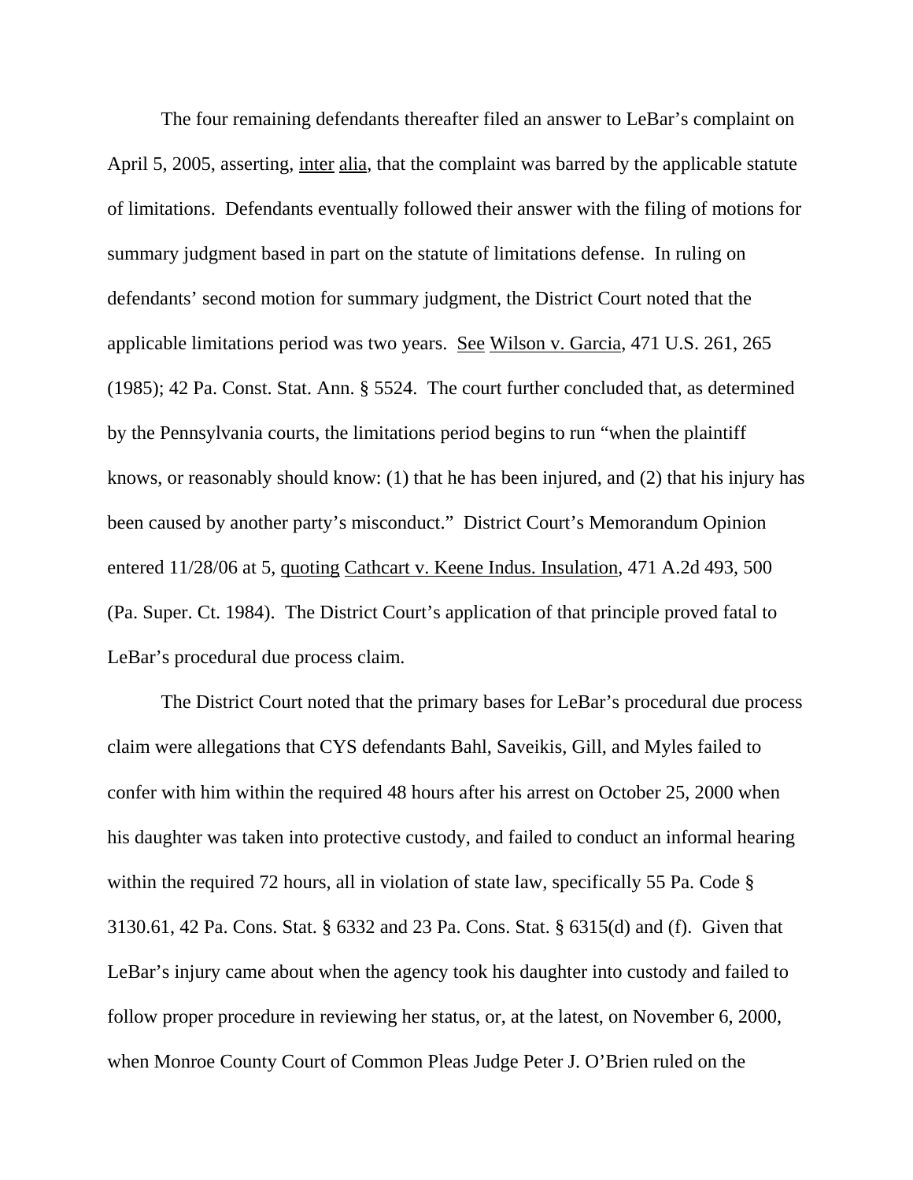The four remaining defendants thereafter filed an answer to LeBar's complaint on April 5, 2005, asserting, inter alia, that the complaint was barred by the applicable statute of limitations. Defendants eventually followed their answer with the filing of motions for summary judgment based in part on the statute of limitations defense. In ruling on defendants' second motion for summary judgment, the District Court noted that the applicable limitations period was two years. See Wilson v. Garcia, 471 U.S. 261, 265 (1985); 42 Pa. Const. Stat. Ann. § 5524. The court further concluded that, as determined by the Pennsylvania courts, the limitations period begins to run "when the plaintiff knows, or reasonably should know: (1) that he has been injured, and (2) that his injury has been caused by another party's misconduct." District Court's Memorandum Opinion entered 11/28/06 at 5, quoting Cathcart v. Keene Indus. Insulation, 471 A.2d 493, 500 (Pa. Super. Ct. 1984). The District Court's application of that principle proved fatal to LeBar's procedural due process claim.

The District Court noted that the primary bases for LeBar's procedural due process claim were allegations that CYS defendants Bahl, Saveikis, Gill, and Myles failed to confer with him within the required 48 hours after his arrest on October 25, 2000 when his daughter was taken into protective custody, and failed to conduct an informal hearing within the required 72 hours, all in violation of state law, specifically 55 Pa. Code § 3130.61, 42 Pa. Cons. Stat. § 6332 and 23 Pa. Cons. Stat. § 6315(d) and (f). Given that LeBar's injury came about when the agency took his daughter into custody and failed to follow proper procedure in reviewing her status, or, at the latest, on November 6, 2000, when Monroe County Court of Common Pleas Judge Peter J. O'Brien ruled on the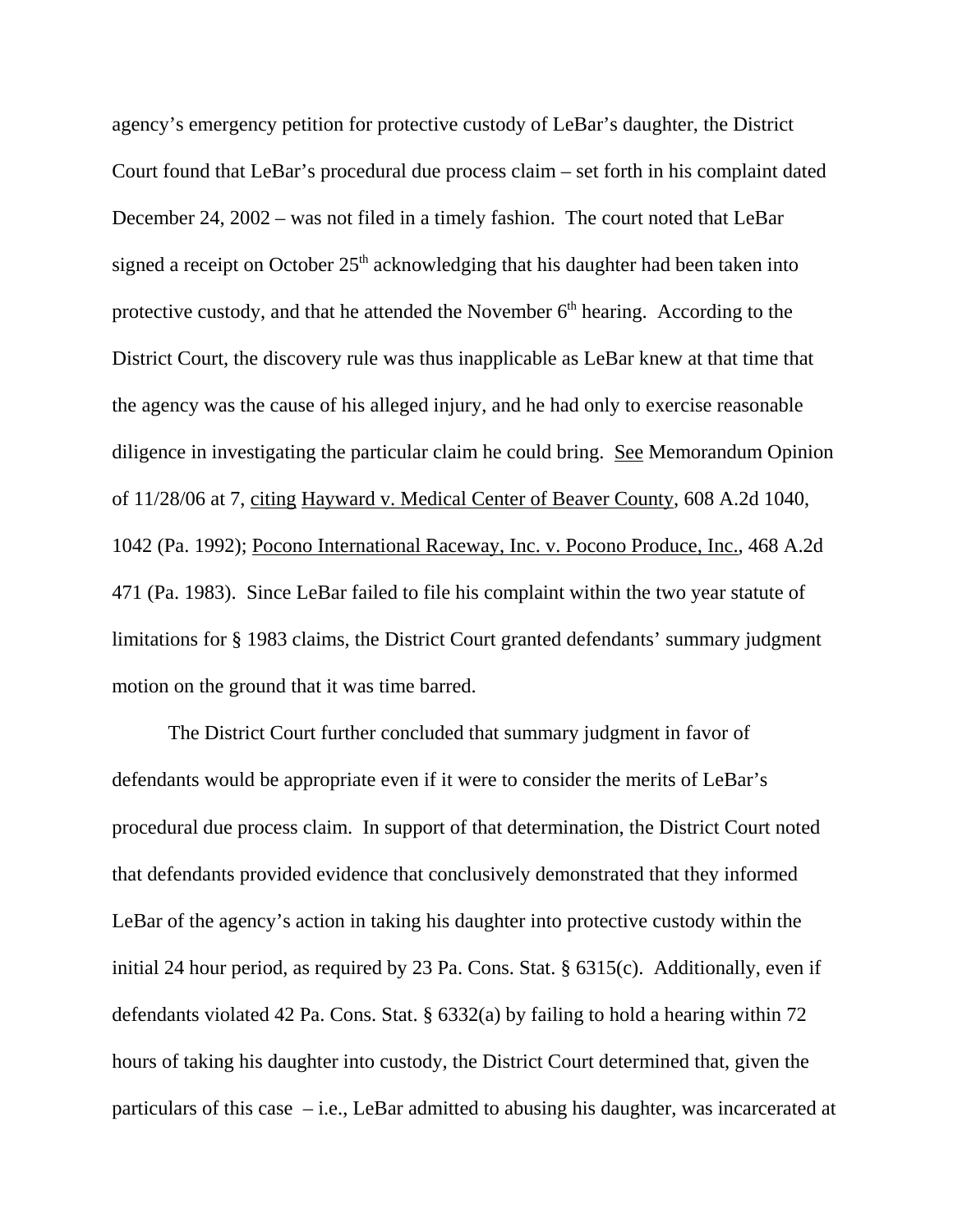agency's emergency petition for protective custody of LeBar's daughter, the District Court found that LeBar's procedural due process claim – set forth in his complaint dated December 24, 2002 – was not filed in a timely fashion. The court noted that LeBar signed a receipt on October 25th acknowledging that his daughter had been taken into protective custody, and that he attended the November 6th hearing. According to the District Court, the discovery rule was thus inapplicable as LeBar knew at that time that the agency was the cause of his alleged injury, and he had only to exercise reasonable diligence in investigating the particular claim he could bring. See Memorandum Opinion of 11/28/06 at 7, citing Hayward v. Medical Center of Beaver County, 608 A.2d 1040, 1042 (Pa. 1992); Pocono International Raceway, Inc. v. Pocono Produce, Inc., 468 A.2d 471 (Pa. 1983). Since LeBar failed to file his complaint within the two year statute of limitations for § 1983 claims, the District Court granted defendants' summary judgment motion on the ground that it was time barred.

The District Court further concluded that summary judgment in favor of defendants would be appropriate even if it were to consider the merits of LeBar's procedural due process claim. In support of that determination, the District Court noted that defendants provided evidence that conclusively demonstrated that they informed LeBar of the agency's action in taking his daughter into protective custody within the initial 24 hour period, as required by 23 Pa. Cons. Stat. § 6315(c). Additionally, even if defendants violated 42 Pa. Cons. Stat. § 6332(a) by failing to hold a hearing within 72 hours of taking his daughter into custody, the District Court determined that, given the particulars of this case – i.e., LeBar admitted to abusing his daughter, was incarcerated at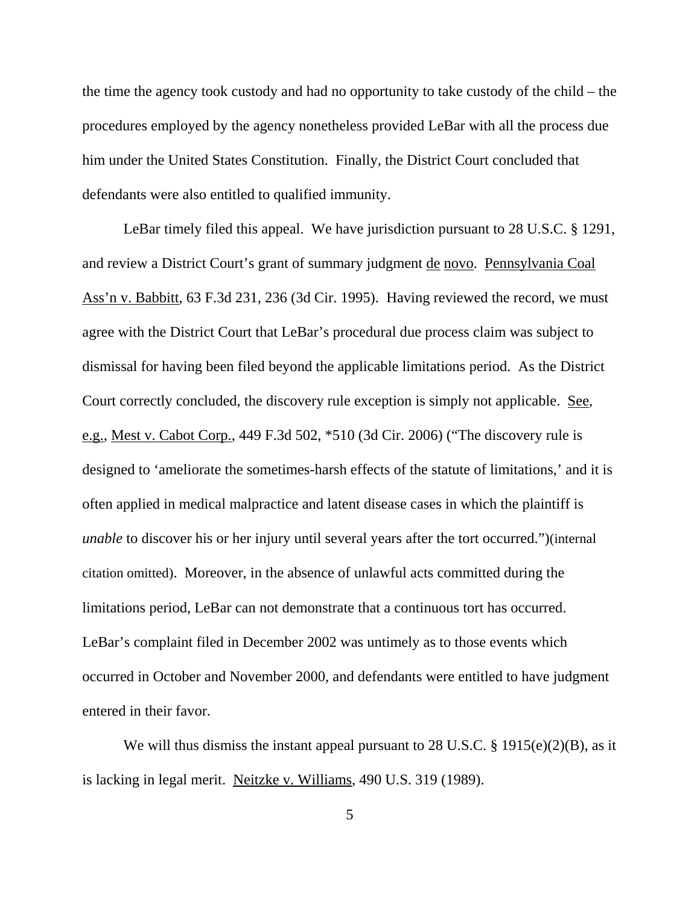the time the agency took custody and had no opportunity to take custody of the child – the procedures employed by the agency nonetheless provided LeBar with all the process due him under the United States Constitution. Finally, the District Court concluded that defendants were also entitled to qualified immunity.

LeBar timely filed this appeal. We have jurisdiction pursuant to 28 U.S.C. § 1291, and review a District Court's grant of summary judgment de novo. Pennsylvania Coal Ass'n v. Babbitt, 63 F.3d 231, 236 (3d Cir. 1995). Having reviewed the record, we must agree with the District Court that LeBar's procedural due process claim was subject to dismissal for having been filed beyond the applicable limitations period. As the District Court correctly concluded, the discovery rule exception is simply not applicable. See, e.g., Mest v. Cabot Corp., 449 F.3d 502, *510 (3d Cir. 2006) ("The discovery rule is designed to 'ameliorate the sometimes-harsh effects of the statute of limitations,' and it is often applied in medical malpractice and latent disease cases in which the plaintiff is *unable* to discover his or her injury until several years after the tort occurred.")(internal citation omitted). Moreover, in the absence of unlawful acts committed during the limitations period, LeBar can not demonstrate that a continuous tort has occurred. LeBar's complaint filed in December 2002 was untimely as to those events which occurred in October and November 2000, and defendants were entitled to have judgment entered in their favor.

We will thus dismiss the instant appeal pursuant to 28 U.S.C. § 1915(e)(2)(B), as it is lacking in legal merit. Neitzke v. Williams, 490 U.S. 319 (1989).